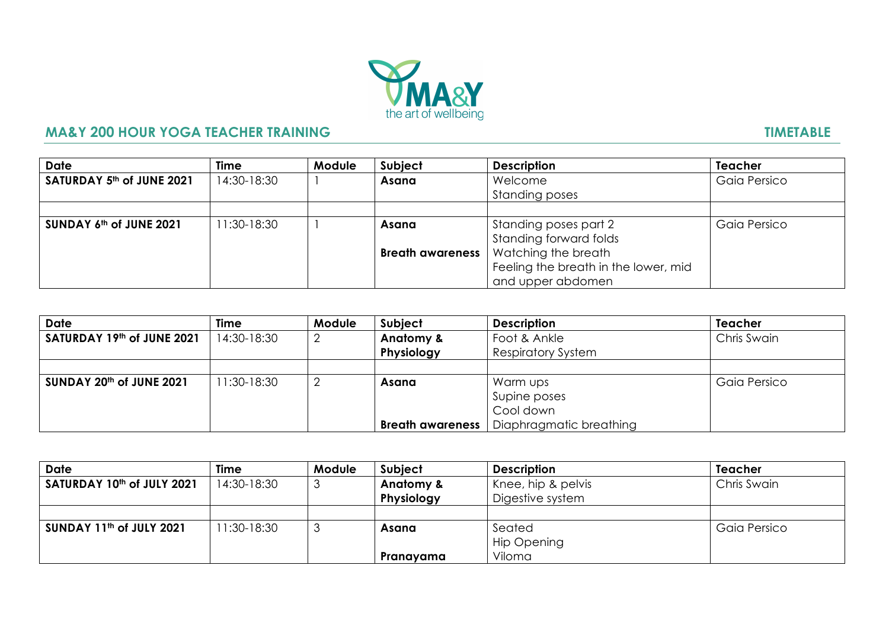MA&Y
the art of wellbeing

## MA&Y 200 HOUR YOGA TEACHER TRAINING

## TIMETABLE

| Date | Time | Module | Subject | Description | Teacher |
|---|---|---|---|---|---|
| **SATURDAY 5th of JUNE 2021** | 14:30-18:30 | 1 | **Asana** | Welcome<br>Standing poses | Gaia Persico |
| | | | | | |
| **SUNDAY 6th of JUNE 2021** | 11:30-18:30 | 1 | **Asana**<br><br>**Breath awareness** | Standing poses part 2<br>Standing forward folds<br>Watching the breath<br>Feeling the breath in the lower, mid and upper abdomen | Gaia Persico |

| Date | Time | Module | Subject | Description | Teacher |
|---|---|---|---|---|---|
| **SATURDAY 19th of JUNE 2021** | 14:30-18:30 | 2 | **Anatomy & Physiology** | Foot & Ankle<br>Respiratory System | Chris Swain |
| | | | | | |
| **SUNDAY 20th of JUNE 2021** | 11:30-18:30 | 2 | **Asana**<br><br><br>**Breath awareness** | Warm ups<br>Supine poses<br>Cool down<br>Diaphragmatic breathing | Gaia Persico |

| Date | Time | Module | Subject | Description | Teacher |
|---|---|---|---|---|---|
| **SATURDAY 10th of JULY 2021** | 14:30-18:30 | 3 | **Anatomy & Physiology** | Knee, hip & pelvis<br>Digestive system | Chris Swain |
| | | | | | |
| **SUNDAY 11th of JULY 2021** | 11:30-18:30 | 3 | **Asana**<br><br>**Pranayama** | Seated<br>Hip Opening<br>Viloma | Gaia Persico |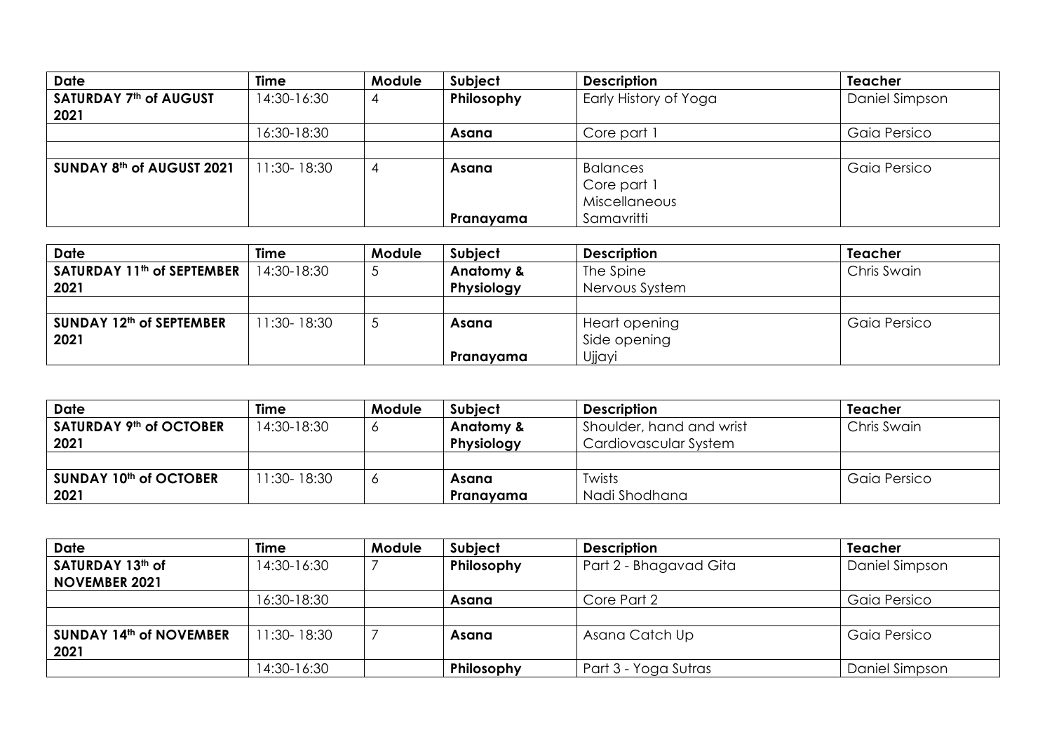| Date | Time | Module | Subject | Description | Teacher |
| --- | --- | --- | --- | --- | --- |
| **SATURDAY 7th of AUGUST 2021** | 14:30-16:30 | 4 | **Philosophy** | Early History of Yoga | Daniel Simpson |
| | 16:30-18:30 | | **Asana** | Core part 1 | Gaia Persico |
| | | | | | |
| **SUNDAY 8th of AUGUST 2021** | 11:30- 18:30 | 4 | **Asana**<br><br><br>**Pranayama** | Balances<br>Core part 1<br>Miscellaneous<br>Samavritti | Gaia Persico |

| Date | Time | Module | Subject | Description | Teacher |
| --- | --- | --- | --- | --- | --- |
| **SATURDAY 11th of SEPTEMBER 2021** | 14:30-18:30 | 5 | **Anatomy & Physiology** | The Spine<br>Nervous System | Chris Swain |
| | | | | | |
| **SUNDAY 12th of SEPTEMBER 2021** | 11:30- 18:30 | 5 | **Asana**<br><br>**Pranayama** | Heart opening<br>Side opening<br>Ujjayi | Gaia Persico |

| Date | Time | Module | Subject | Description | Teacher |
| --- | --- | --- | --- | --- | --- |
| **SATURDAY 9th of OCTOBER 2021** | 14:30-18:30 | 6 | **Anatomy & Physiology** | Shoulder, hand and wrist<br>Cardiovascular System | Chris Swain |
| | | | | | |
| **SUNDAY 10th of OCTOBER 2021** | 11:30- 18:30 | 6 | **Asana**<br>**Pranayama** | Twists<br>Nadi Shodhana | Gaia Persico |

| Date | Time | Module | Subject | Description | Teacher |
| --- | --- | --- | --- | --- | --- |
| **SATURDAY 13th of NOVEMBER 2021** | 14:30-16:30 | 7 | **Philosophy** | Part 2 - Bhagavad Gita | Daniel Simpson |
| | 16:30-18:30 | | **Asana** | Core Part 2 | Gaia Persico |
| | | | | | |
| **SUNDAY 14th of NOVEMBER 2021** | 11:30- 18:30 | 7 | **Asana** | Asana Catch Up | Gaia Persico |
| | 14:30-16:30 | | **Philosophy** | Part 3 - Yoga Sutras | Daniel Simpson |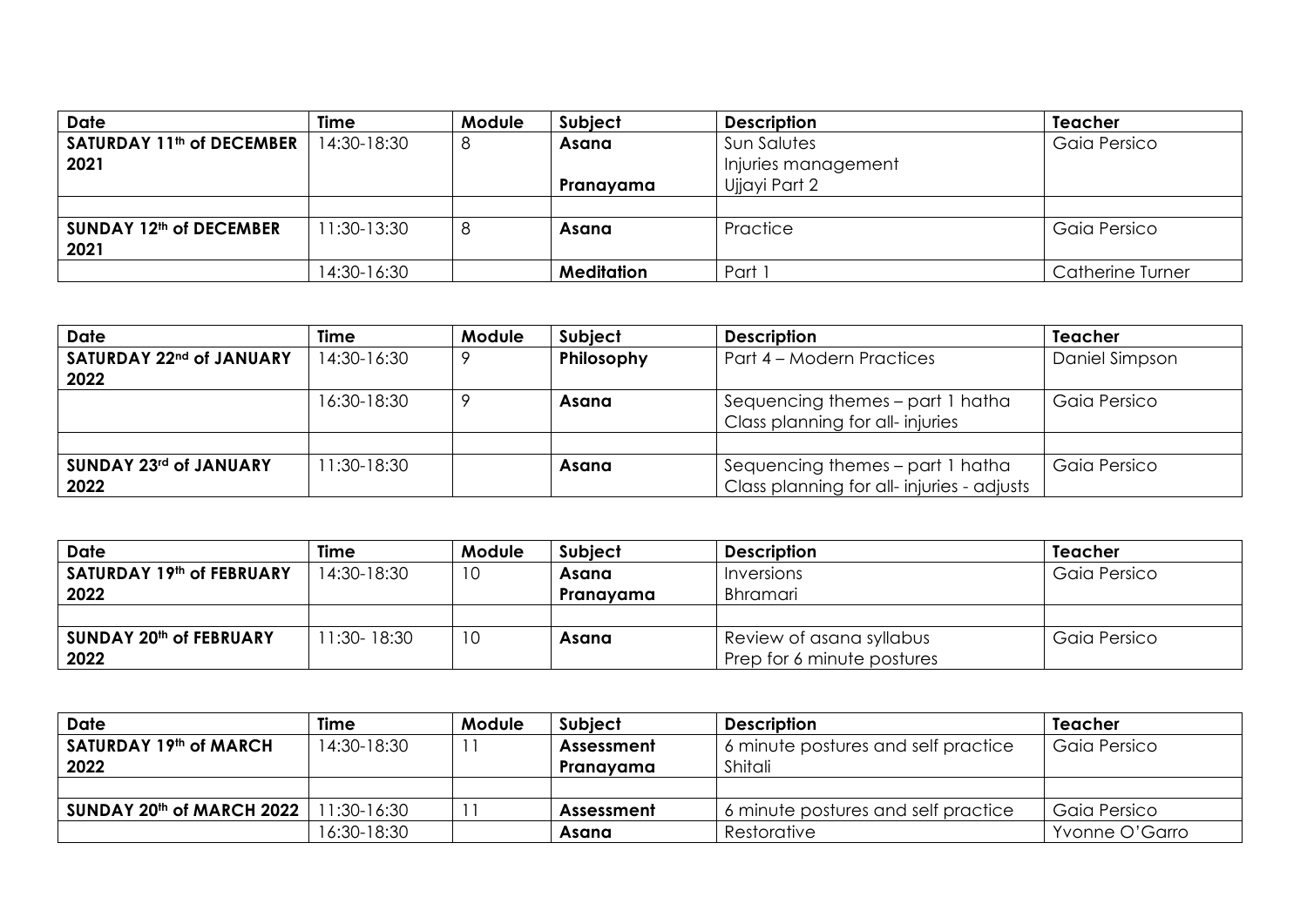| Date | Time | Module | Subject | Description | Teacher |
| --- | --- | --- | --- | --- | --- |
| **SATURDAY 11th of DECEMBER 2021** | 14:30-18:30 | 8 | **Asana**<br><br>**Pranayama** | Sun Salutes<br>Injuries management<br>Ujjayi Part 2 | Gaia Persico |
| | | | | | |
| **SUNDAY 12th of DECEMBER 2021** | 11:30-13:30 | 8 | **Asana** | Practice | Gaia Persico |
| | 14:30-16:30 | | **Meditation** | Part 1 | Catherine Turner |

| Date | Time | Module | Subject | Description | Teacher |
| --- | --- | --- | --- | --- | --- |
| **SATURDAY 22nd of JANUARY 2022** | 14:30-16:30 | 9 | **Philosophy** | Part 4 – Modern Practices | Daniel Simpson |
| | 16:30-18:30 | 9 | **Asana** | Sequencing themes – part 1 hatha<br>Class planning for all- injuries | Gaia Persico |
| | | | | | |
| **SUNDAY 23rd of JANUARY 2022** | 11:30-18:30 | | **Asana** | Sequencing themes – part 1 hatha<br>Class planning for all- injuries - adjusts | Gaia Persico |

| Date | Time | Module | Subject | Description | Teacher |
| --- | --- | --- | --- | --- | --- |
| **SATURDAY 19th of FEBRUARY 2022** | 14:30-18:30 | 10 | **Asana**<br>**Pranayama** | Inversions<br>Bhramari | Gaia Persico |
| | | | | | |
| **SUNDAY 20th of FEBRUARY 2022** | 11:30- 18:30 | 10 | **Asana** | Review of asana syllabus<br>Prep for 6 minute postures | Gaia Persico |

| Date | Time | Module | Subject | Description | Teacher |
| --- | --- | --- | --- | --- | --- |
| **SATURDAY 19th of MARCH 2022** | 14:30-18:30 | 11 | **Assessment**<br>**Pranayama** | 6 minute postures and self practice<br>Shitali | Gaia Persico |
| | | | | | |
| **SUNDAY 20th of MARCH 2022** | 11:30-16:30 | 11 | **Assessment** | 6 minute postures and self practice | Gaia Persico |
| | 16:30-18:30 | | **Asana** | Restorative | Yvonne O'Garro |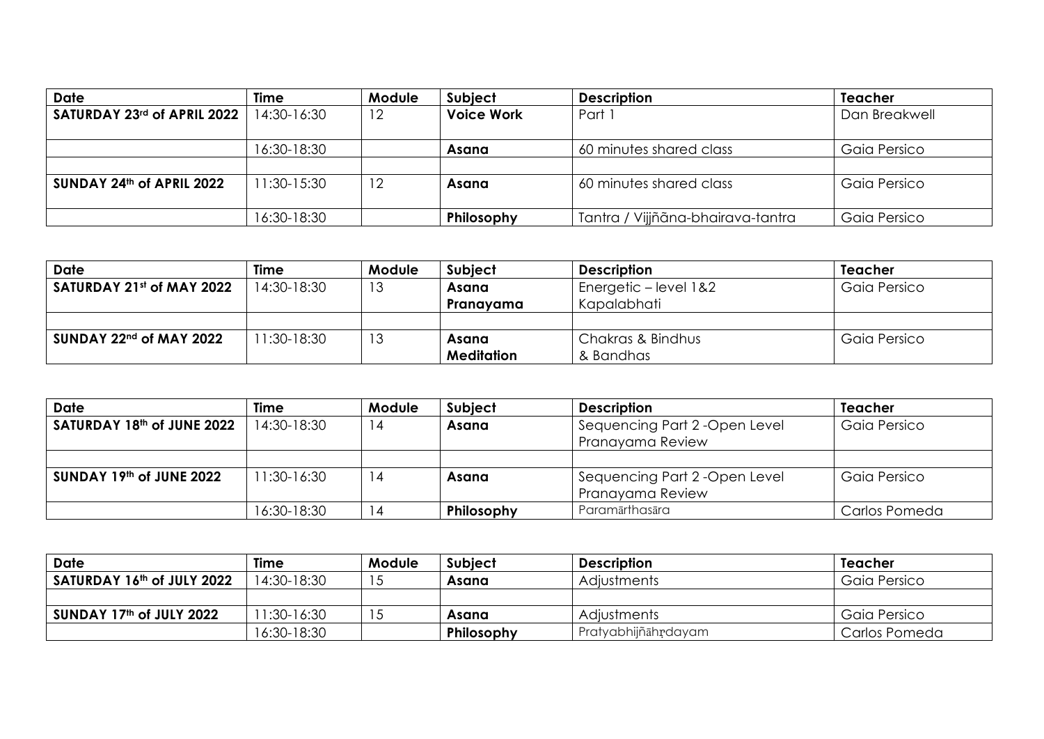| Date | Time | Module | Subject | Description | Teacher |
| --- | --- | --- | --- | --- | --- |
| **SATURDAY 23rd of APRIL 2022** | 14:30-16:30 | 12 | **Voice Work** | Part 1 | Dan Breakwell |
| | 16:30-18:30 | | **Asana** | 60 minutes shared class | Gaia Persico |
| | | | | | |
| **SUNDAY 24th of APRIL 2022** | 11:30-15:30 | 12 | **Asana** | 60 minutes shared class | Gaia Persico |
| | 16:30-18:30 | | **Philosophy** | Tantra / Vijjñāna-bhairava-tantra | Gaia Persico |

| Date | Time | Module | Subject | Description | Teacher |
| --- | --- | --- | --- | --- | --- |
| **SATURDAY 21st of MAY 2022** | 14:30-18:30 | 13 | **Asana** **Pranayama** | Energetic – level 1&2 Kapalabhati | Gaia Persico |
| | | | | | |
| **SUNDAY 22nd of MAY 2022** | 11:30-18:30 | 13 | **Asana** **Meditation** | Chakras & Bindhus & Bandhas | Gaia Persico |

| Date | Time | Module | Subject | Description | Teacher |
| --- | --- | --- | --- | --- | --- |
| **SATURDAY 18th of JUNE 2022** | 14:30-18:30 | 14 | **Asana** | Sequencing Part 2 -Open Level Pranayama Review | Gaia Persico |
| | | | | | |
| **SUNDAY 19th of JUNE 2022** | 11:30-16:30 | 14 | **Asana** | Sequencing Part 2 -Open Level Pranayama Review | Gaia Persico |
| | 16:30-18:30 | 14 | **Philosophy** | Paramārthasāra | Carlos Pomeda |

| Date | Time | Module | Subject | Description | Teacher |
| --- | --- | --- | --- | --- | --- |
| **SATURDAY 16th of JULY 2022** | 14:30-18:30 | 15 | **Asana** | Adjustments | Gaia Persico |
| | | | | | |
| **SUNDAY 17th of JULY 2022** | 11:30-16:30 | 15 | **Asana** | Adjustments | Gaia Persico |
| | 16:30-18:30 | | **Philosophy** | Pratyabhijñāhṛdayam | Carlos Pomeda |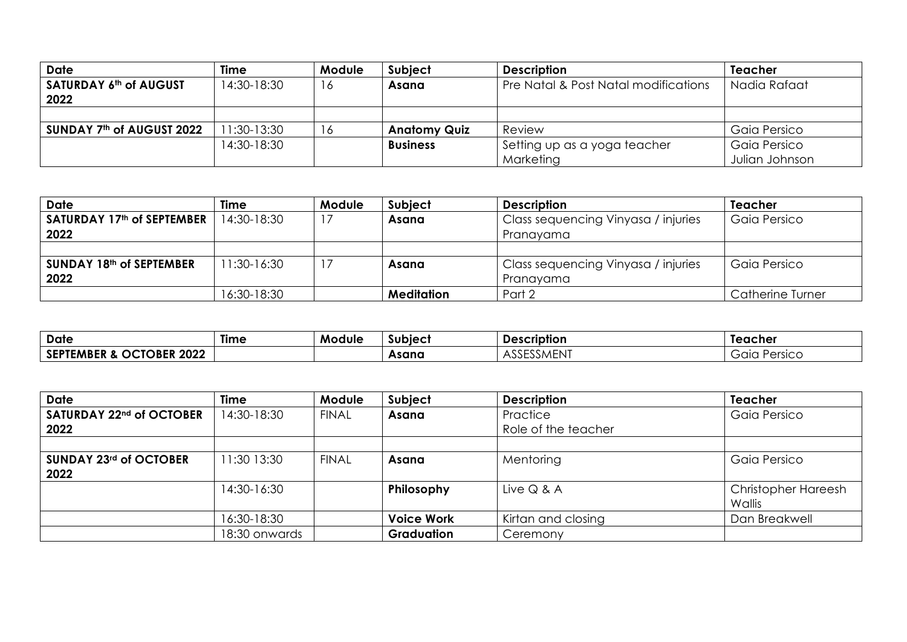| Date | Time | Module | Subject | Description | Teacher |
|---|---|---|---|---|---|
| **SATURDAY 6th of AUGUST 2022** | 14:30-18:30 | 16 | **Asana** | Pre Natal & Post Natal modifications | Nadia Rafaat |
| | | | | | |
| **SUNDAY 7th of AUGUST 2022** | 11:30-13:30 | 16 | **Anatomy Quiz** | Review | Gaia Persico |
| | 14:30-18:30 | | **Business** | Setting up as a yoga teacher<br>Marketing | Gaia Persico<br>Julian Johnson |

| Date | Time | Module | Subject | Description | Teacher |
|---|---|---|---|---|---|
| **SATURDAY 17th of SEPTEMBER 2022** | 14:30-18:30 | 17 | **Asana** | Class sequencing Vinyasa / injuries<br>Pranayama | Gaia Persico |
| | | | | | |
| **SUNDAY 18th of SEPTEMBER 2022** | 11:30-16:30 | 17 | **Asana** | Class sequencing Vinyasa / injuries<br>Pranayama | Gaia Persico |
| | 16:30-18:30 | | **Meditation** | Part 2 | Catherine Turner |

| Date | Time | Module | Subject | Description | Teacher |
|---|---|---|---|---|---|
| **SEPTEMBER & OCTOBER 2022** | | | **Asana** | ASSESSMENT | Gaia Persico |

| Date | Time | Module | Subject | Description | Teacher |
|---|---|---|---|---|---|
| **SATURDAY 22nd of OCTOBER 2022** | 14:30-18:30 | FINAL | **Asana** | Practice<br>Role of the teacher | Gaia Persico |
| | | | | | |
| **SUNDAY 23rd of OCTOBER 2022** | 11:30 13:30 | FINAL | **Asana** | Mentoring | Gaia Persico |
| | 14:30-16:30 | | **Philosophy** | Live Q & A | Christopher Hareesh Wallis |
| | 16:30-18:30 | | **Voice Work** | Kirtan and closing | Dan Breakwell |
| | 18:30 onwards | | **Graduation** | Ceremony | |